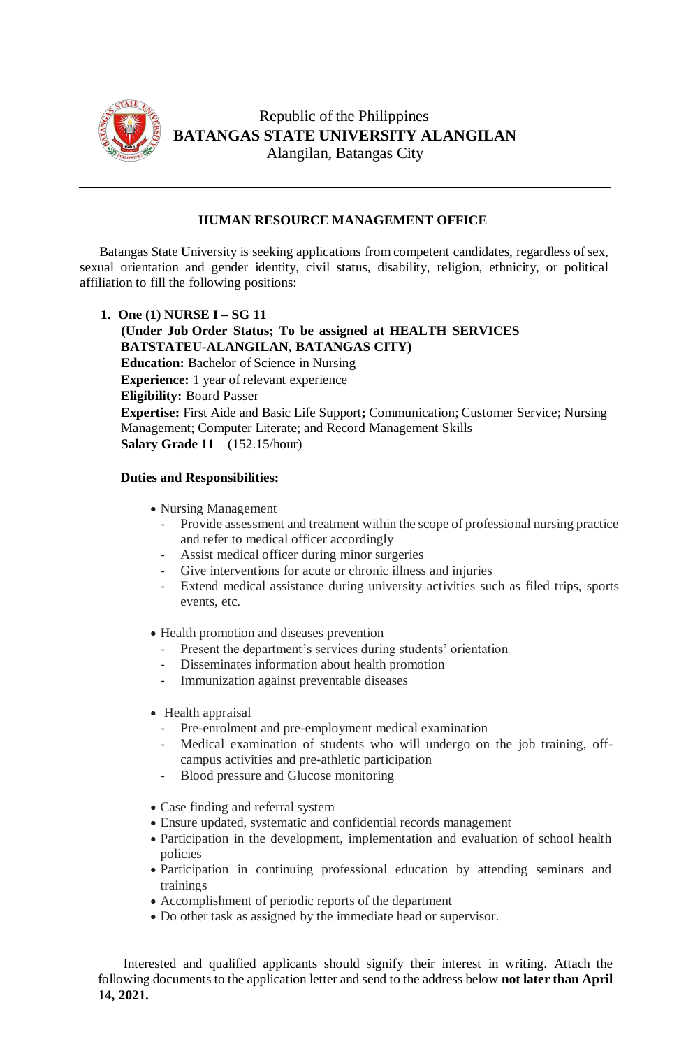Republic of the Philippines
**BATANGAS STATE UNIVERSITY ALANGILAN**
Alangilan, Batangas City

---

## HUMAN RESOURCE MANAGEMENT OFFICE

Batangas State University is seeking applications from competent candidates, regardless of sex, sexual orientation and gender identity, civil status, disability, religion, ethnicity, or political affiliation to fill the following positions:

1. **One (1) NURSE I – SG 11**
   **(Under Job Order Status; To be assigned at HEALTH SERVICES BATSTATEU-ALANGILAN, BATANGAS CITY)**
   **Education:** Bachelor of Science in Nursing
   **Experience:** 1 year of relevant experience
   **Eligibility:** Board Passer
   **Expertise:** First Aide and Basic Life Support**;** Communication; Customer Service; Nursing Management; Computer Literate; and Record Management Skills
   **Salary Grade 11** – (152.15/hour)

   **Duties and Responsibilities:**

   - Nursing Management
     - Provide assessment and treatment within the scope of professional nursing practice and refer to medical officer accordingly
     - Assist medical officer during minor surgeries
     - Give interventions for acute or chronic illness and injuries
     - Extend medical assistance during university activities such as filed trips, sports events, etc.

   - Health promotion and diseases prevention
     - Present the department's services during students' orientation
     - Disseminates information about health promotion
     - Immunization against preventable diseases

   - Health appraisal
     - Pre-enrolment and pre-employment medical examination
     - Medical examination of students who will undergo on the job training, off-campus activities and pre-athletic participation
     - Blood pressure and Glucose monitoring

   - Case finding and referral system
   - Ensure updated, systematic and confidential records management
   - Participation in the development, implementation and evaluation of school health policies
   - Participation in continuing professional education by attending seminars and trainings
   - Accomplishment of periodic reports of the department
   - Do other task as assigned by the immediate head or supervisor.

Interested and qualified applicants should signify their interest in writing. Attach the following documents to the application letter and send to the address below **not later than April 14, 2021.**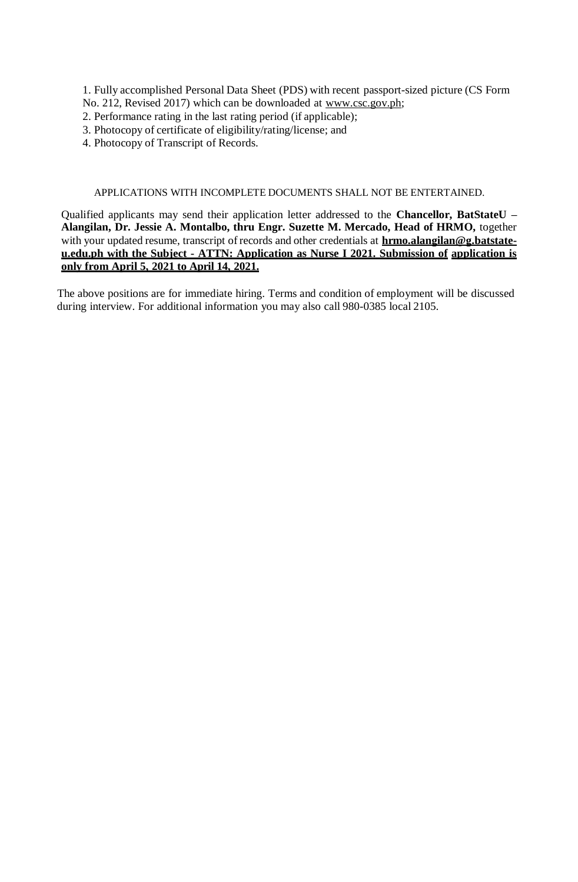1. Fully accomplished Personal Data Sheet (PDS) with recent passport-sized picture (CS Form No. 212, Revised 2017) which can be downloaded at www.csc.gov.ph;
2. Performance rating in the last rating period (if applicable);
3. Photocopy of certificate of eligibility/rating/license; and
4. Photocopy of Transcript of Records.

APPLICATIONS WITH INCOMPLETE DOCUMENTS SHALL NOT BE ENTERTAINED.

Qualified applicants may send their application letter addressed to the **Chancellor, BatStateU – Alangilan, Dr. Jessie A. Montalbo, thru Engr. Suzette M. Mercado, Head of HRMO,** together with your updated resume, transcript of records and other credentials at **hrmo.alangilan@g.batstate-u.edu.ph with the Subject - ATTN: Application as Nurse I 2021. Submission of application is only from April 5, 2021 to April 14, 2021.**

The above positions are for immediate hiring. Terms and condition of employment will be discussed during interview. For additional information you may also call 980-0385 local 2105.